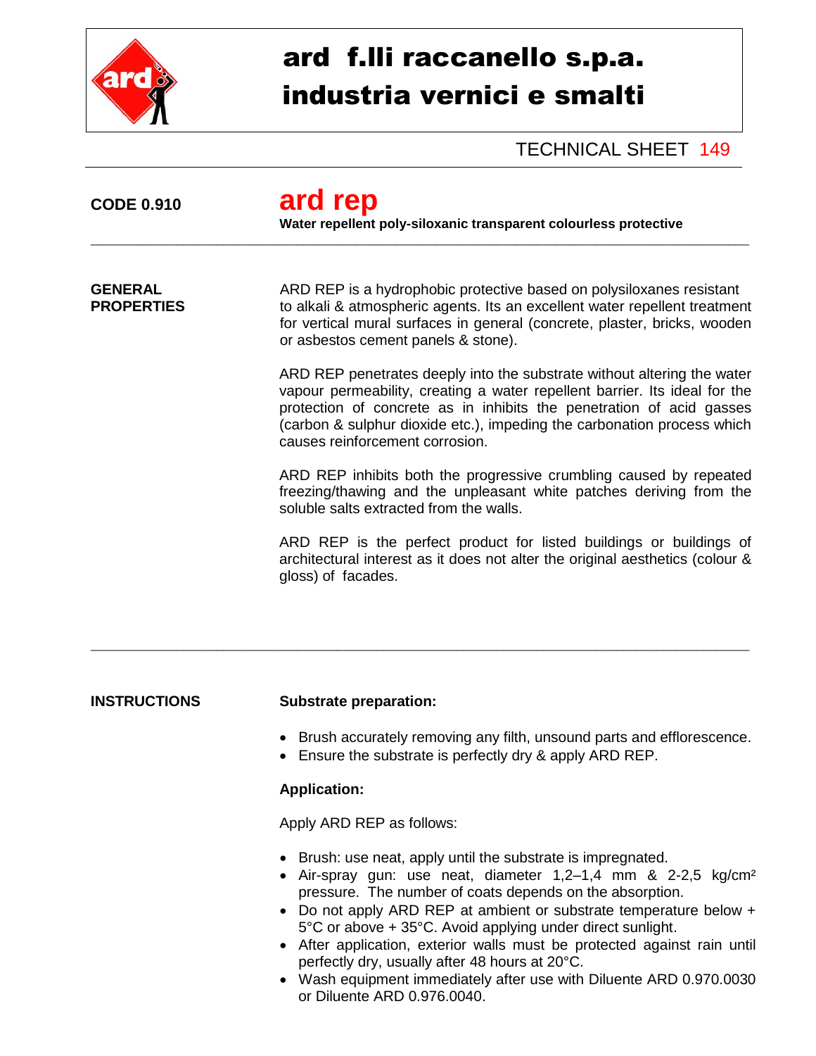# ard f.lli raccanello s.p.a.
# industria vernici e smalti

TECHNICAL SHEET 149

**CODE 0.910**

## ard rep

**Water repellent poly-siloxanic transparent colourless protective**

---

**GENERAL PROPERTIES**

ARD REP is a hydrophobic protective based on polysiloxanes resistant to alkali & atmospheric agents. Its an excellent water repellent treatment for vertical mural surfaces in general (concrete, plaster, bricks, wooden or asbestos cement panels & stone).

ARD REP penetrates deeply into the substrate without altering the water vapour permeability, creating a water repellent barrier. Its ideal for the protection of concrete as in inhibits the penetration of acid gasses (carbon & sulphur dioxide etc.), impeding the carbonation process which causes reinforcement corrosion.

ARD REP inhibits both the progressive crumbling caused by repeated freezing/thawing and the unpleasant white patches deriving from the soluble salts extracted from the walls.

ARD REP is the perfect product for listed buildings or buildings of architectural interest as it does not alter the original aesthetics (colour & gloss) of facades.

---

**INSTRUCTIONS**

**Substrate preparation:**

- Brush accurately removing any filth, unsound parts and efflorescence.
- Ensure the substrate is perfectly dry & apply ARD REP.

**Application:**

Apply ARD REP as follows:

- Brush: use neat, apply until the substrate is impregnated.
- Air-spray gun: use neat, diameter 1,2–1,4 mm & 2-2,5 kg/cm² pressure. The number of coats depends on the absorption.
- Do not apply ARD REP at ambient or substrate temperature below + 5°C or above + 35°C. Avoid applying under direct sunlight.
- After application, exterior walls must be protected against rain until perfectly dry, usually after 48 hours at 20°C.
- Wash equipment immediately after use with Diluente ARD 0.970.0030 or Diluente ARD 0.976.0040.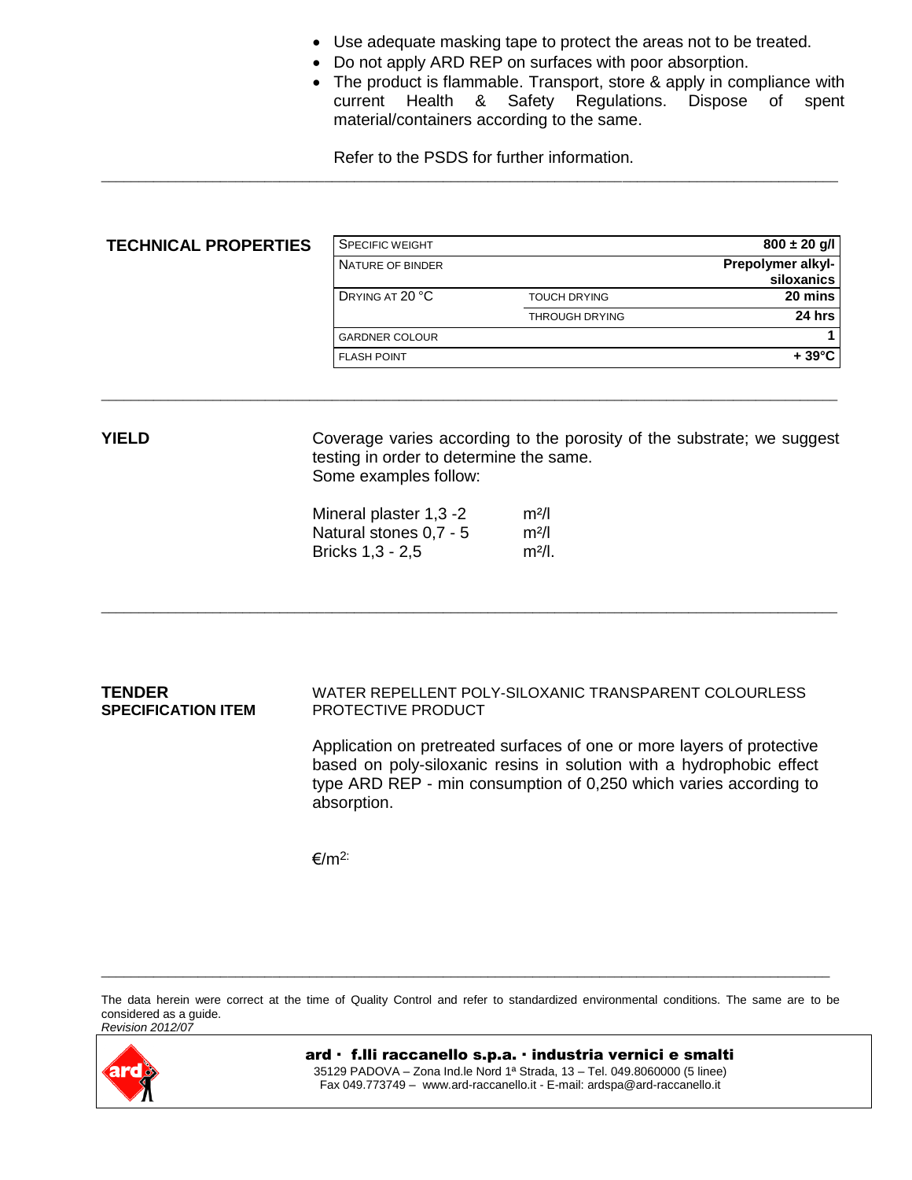- Use adequate masking tape to protect the areas not to be treated.
- Do not apply ARD REP on surfaces with poor absorption.
- The product is flammable. Transport, store & apply in compliance with current Health & Safety Regulations. Dispose of spent material/containers according to the same.

Refer to the PSDS for further information.

## TECHNICAL PROPERTIES

| | | |
|---|---|---|
| SPECIFIC WEIGHT | | **800 ± 20 g/l** |
| NATURE OF BINDER | | **Prepolymer alkyl-siloxanics** |
| DRYING AT 20 °C | TOUCH DRYING | **20 mins** |
| | THROUGH DRYING | **24 hrs** |
| GARDNER COLOUR | | **1** |
| FLASH POINT | | **+ 39°C** |

## YIELD

Coverage varies according to the porosity of the substrate; we suggest testing in order to determine the same.
Some examples follow:

Mineral plaster 1,3 -2 m²/l
Natural stones 0,7 - 5 m²/l
Bricks 1,3 - 2,5 m²/l.

## TENDER SPECIFICATION ITEM

WATER REPELLENT POLY-SILOXANIC TRANSPARENT COLOURLESS PROTECTIVE PRODUCT

Application on pretreated surfaces of one or more layers of protective based on poly-siloxanic resins in solution with a hydrophobic effect type ARD REP - min consumption of 0,250 which varies according to absorption.

€/m²:

The data herein were correct at the time of Quality Control and refer to standardized environmental conditions. The same are to be considered as a guide.
*Revision 2012/07*

**ard · f.lli raccanello s.p.a. · industria vernici e smalti**
35129 PADOVA – Zona Ind.le Nord 1ª Strada, 13 – Tel. 049.8060000 (5 linee)
Fax 049.773749 – www.ard-raccanello.it - E-mail: ardspa@ard-raccanello.it